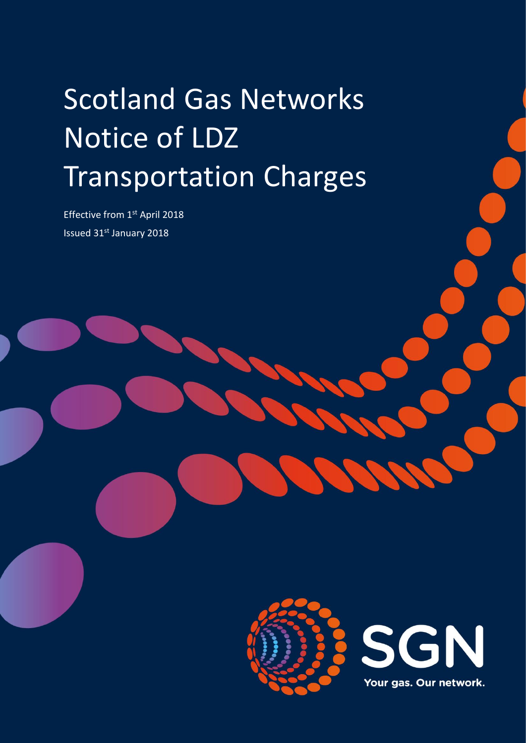# Scotland Gas Networks Notice of LDZ Transportation Charges

Effective from 1st April 2018

Issued 31st January 2018

SGN

Your gas. Our network.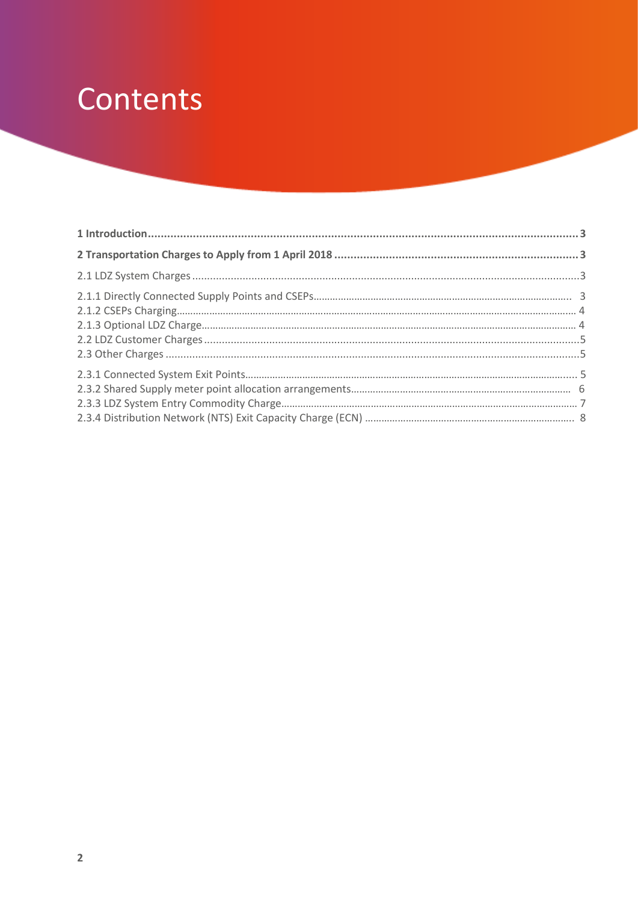# Contents

**1 Introduction** .......... **3**

**2 Transportation Charges to Apply from 1 April 2018** .......... **3**

2.1 LDZ System Charges .......... 3

2.1.1 Directly Connected Supply Points and CSEPs .......... 3
2.1.2 CSEPs Charging .......... 4
2.1.3 Optional LDZ Charge .......... 4
2.2 LDZ Customer Charges .......... 5
2.3 Other Charges .......... 5

2.3.1 Connected System Exit Points .......... 5
2.3.2 Shared Supply meter point allocation arrangements .......... 6
2.3.3 LDZ System Entry Commodity Charge .......... 7
2.3.4 Distribution Network (NTS) Exit Capacity Charge (ECN) .......... 8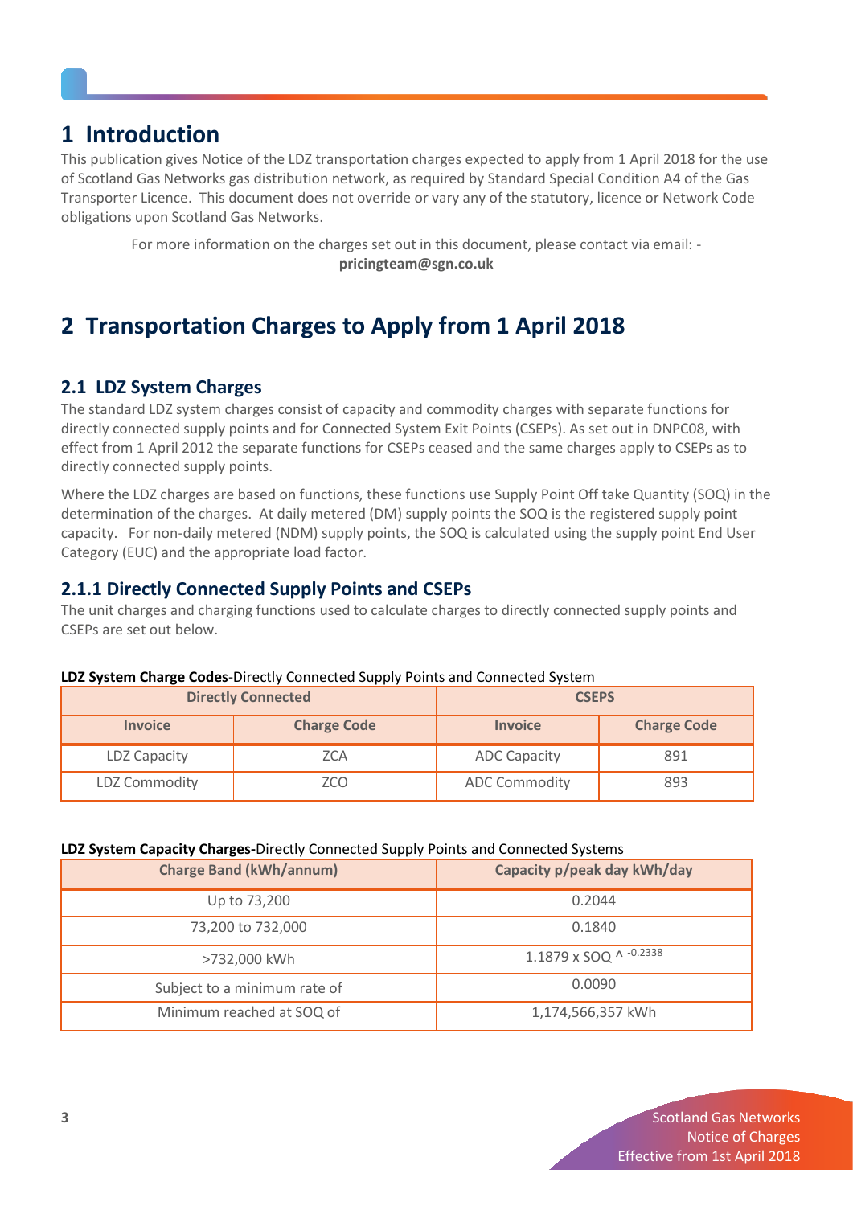# 1 Introduction

This publication gives Notice of the LDZ transportation charges expected to apply from 1 April 2018 for the use of Scotland Gas Networks gas distribution network, as required by Standard Special Condition A4 of the Gas Transporter Licence. This document does not override or vary any of the statutory, licence or Network Code obligations upon Scotland Gas Networks.

For more information on the charges set out in this document, please contact via email: - **pricingteam@sgn.co.uk**

# 2 Transportation Charges to Apply from 1 April 2018

## 2.1 LDZ System Charges

The standard LDZ system charges consist of capacity and commodity charges with separate functions for directly connected supply points and for Connected System Exit Points (CSEPs). As set out in DNPC08, with effect from 1 April 2012 the separate functions for CSEPs ceased and the same charges apply to CSEPs as to directly connected supply points.

Where the LDZ charges are based on functions, these functions use Supply Point Off take Quantity (SOQ) in the determination of the charges. At daily metered (DM) supply points the SOQ is the registered supply point capacity. For non-daily metered (NDM) supply points, the SOQ is calculated using the supply point End User Category (EUC) and the appropriate load factor.

### 2.1.1 Directly Connected Supply Points and CSEPs

The unit charges and charging functions used to calculate charges to directly connected supply points and CSEPs are set out below.

**LDZ System Charge Codes**-Directly Connected Supply Points and Connected System

| Directly Connected | | CSEPS | |
|---|---|---|---|
| **Invoice** | **Charge Code** | **Invoice** | **Charge Code** |
| LDZ Capacity | ZCA | ADC Capacity | 891 |
| LDZ Commodity | ZCO | ADC Commodity | 893 |

**LDZ System Capacity Charges-**Directly Connected Supply Points and Connected Systems

| Charge Band (kWh/annum) | Capacity p/peak day kWh/day |
|---|---|
| Up to 73,200 | 0.2044 |
| 73,200 to 732,000 | 0.1840 |
| >732,000 kWh | $1.1879 \times SOQ^{-0.2338}$ |
| Subject to a minimum rate of | 0.0090 |
| Minimum reached at SOQ of | 1,174,566,357 kWh |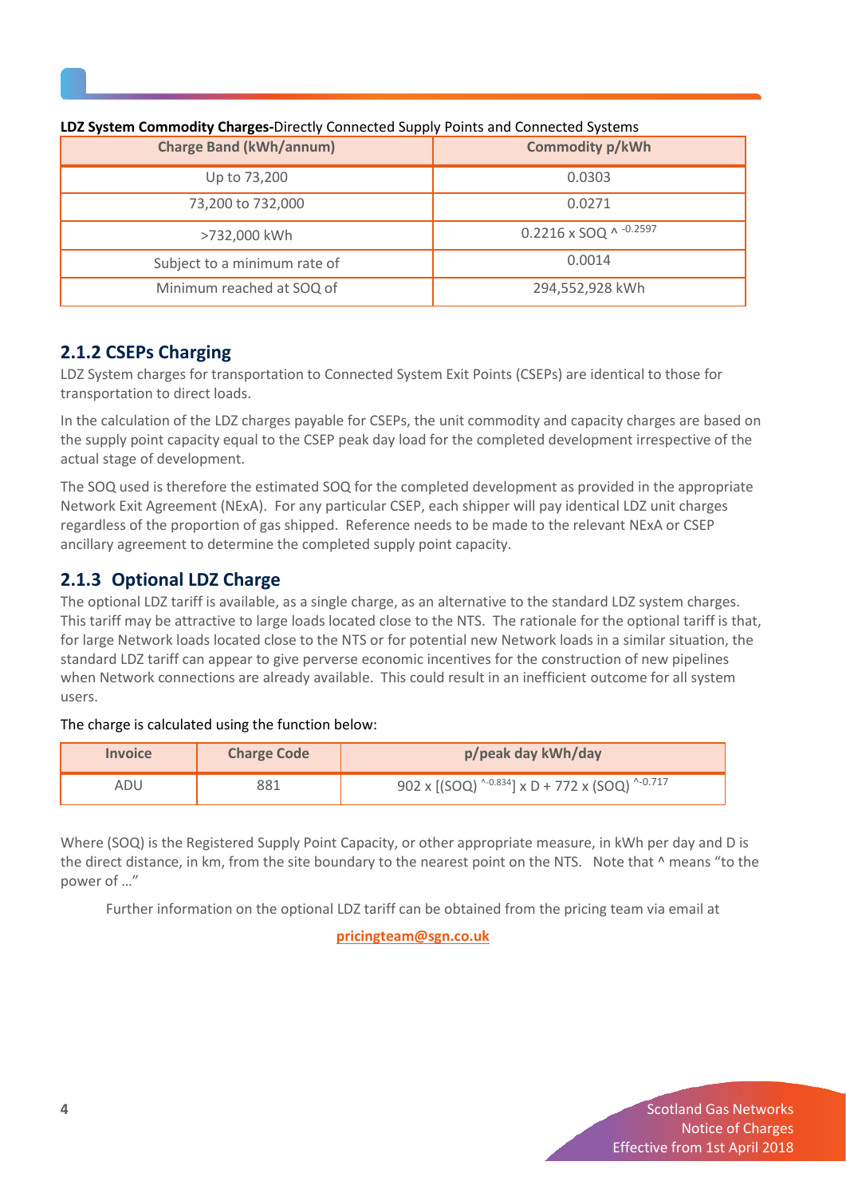**LDZ System Commodity Charges-**Directly Connected Supply Points and Connected Systems

| Charge Band (kWh/annum) | Commodity p/kWh |
|---|---|
| Up to 73,200 | 0.0303 |
| 73,200 to 732,000 | 0.0271 |
| >732,000 kWh | $0.2216 \times SOQ ^{-0.2597}$ |
| Subject to a minimum rate of | 0.0014 |
| Minimum reached at SOQ of | 294,552,928 kWh |

## 2.1.2 CSEPs Charging

LDZ System charges for transportation to Connected System Exit Points (CSEPs) are identical to those for transportation to direct loads.

In the calculation of the LDZ charges payable for CSEPs, the unit commodity and capacity charges are based on the supply point capacity equal to the CSEP peak day load for the completed development irrespective of the actual stage of development.

The SOQ used is therefore the estimated SOQ for the completed development as provided in the appropriate Network Exit Agreement (NExA). For any particular CSEP, each shipper will pay identical LDZ unit charges regardless of the proportion of gas shipped. Reference needs to be made to the relevant NExA or CSEP ancillary agreement to determine the completed supply point capacity.

## 2.1.3 Optional LDZ Charge

The optional LDZ tariff is available, as a single charge, as an alternative to the standard LDZ system charges. This tariff may be attractive to large loads located close to the NTS. The rationale for the optional tariff is that, for large Network loads located close to the NTS or for potential new Network loads in a similar situation, the standard LDZ tariff can appear to give perverse economic incentives for the construction of new pipelines when Network connections are already available. This could result in an inefficient outcome for all system users.

The charge is calculated using the function below:

| Invoice | Charge Code | p/peak day kWh/day |
|---|---|---|
| ADU | 881 | $902 \times [(SOQ)^{-0.834}] \times D + 772 \times (SOQ)^{-0.717}$ |

Where (SOQ) is the Registered Supply Point Capacity, or other appropriate measure, in kWh per day and D is the direct distance, in km, from the site boundary to the nearest point on the NTS. Note that ^ means "to the power of …"

Further information on the optional LDZ tariff can be obtained from the pricing team via email at

pricingteam@sgn.co.uk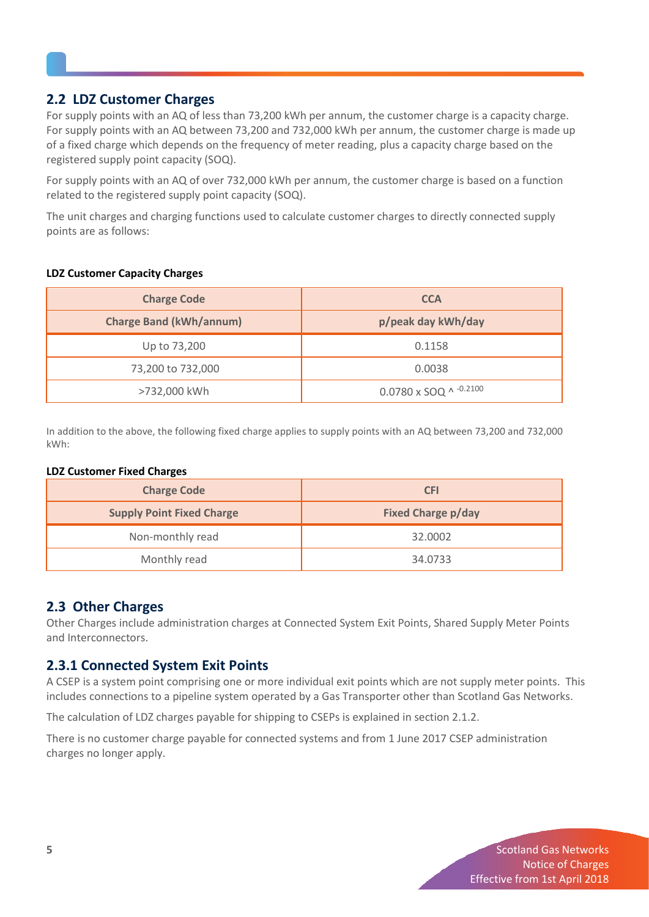## 2.2 LDZ Customer Charges

For supply points with an AQ of less than 73,200 kWh per annum, the customer charge is a capacity charge. For supply points with an AQ between 73,200 and 732,000 kWh per annum, the customer charge is made up of a fixed charge which depends on the frequency of meter reading, plus a capacity charge based on the registered supply point capacity (SOQ).

For supply points with an AQ of over 732,000 kWh per annum, the customer charge is based on a function related to the registered supply point capacity (SOQ).

The unit charges and charging functions used to calculate customer charges to directly connected supply points are as follows:

**LDZ Customer Capacity Charges**

| Charge Code | CCA |
|---|---|
| **Charge Band (kWh/annum)** | **p/peak day kWh/day** |
| Up to 73,200 | 0.1158 |
| 73,200 to 732,000 | 0.0038 |
| >732,000 kWh | $0.0780 \times SOQ ^{-0.2100}$ |

In addition to the above, the following fixed charge applies to supply points with an AQ between 73,200 and 732,000 kWh:

**LDZ Customer Fixed Charges**

| Charge Code | CFI |
|---|---|
| **Supply Point Fixed Charge** | **Fixed Charge p/day** |
| Non-monthly read | 32.0002 |
| Monthly read | 34.0733 |

## 2.3 Other Charges

Other Charges include administration charges at Connected System Exit Points, Shared Supply Meter Points and Interconnectors.

### 2.3.1 Connected System Exit Points

A CSEP is a system point comprising one or more individual exit points which are not supply meter points. This includes connections to a pipeline system operated by a Gas Transporter other than Scotland Gas Networks.

The calculation of LDZ charges payable for shipping to CSEPs is explained in section 2.1.2.

There is no customer charge payable for connected systems and from 1 June 2017 CSEP administration charges no longer apply.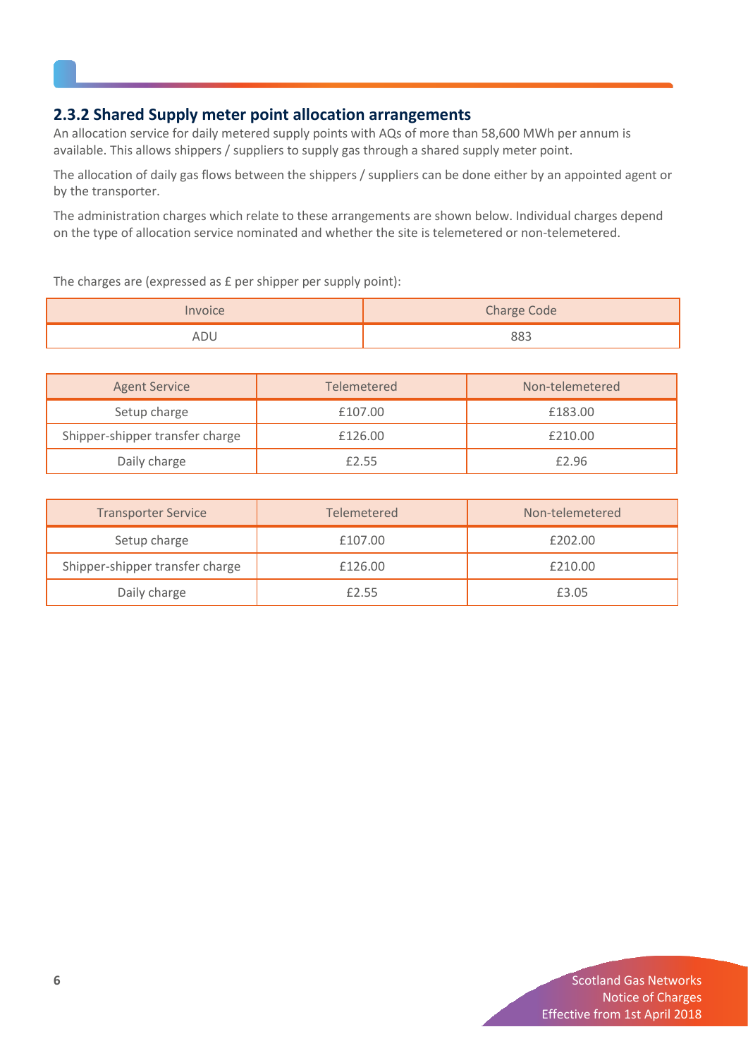### 2.3.2 Shared Supply meter point allocation arrangements

An allocation service for daily metered supply points with AQs of more than 58,600 MWh per annum is available. This allows shippers / suppliers to supply gas through a shared supply meter point.

The allocation of daily gas flows between the shippers / suppliers can be done either by an appointed agent or by the transporter.

The administration charges which relate to these arrangements are shown below. Individual charges depend on the type of allocation service nominated and whether the site is telemetered or non-telemetered.

The charges are (expressed as £ per shipper per supply point):

| Invoice | Charge Code |
| --- | --- |
| ADU | 883 |

| Agent Service | Telemetered | Non-telemetered |
| --- | --- | --- |
| Setup charge | £107.00 | £183.00 |
| Shipper-shipper transfer charge | £126.00 | £210.00 |
| Daily charge | £2.55 | £2.96 |

| Transporter Service | Telemetered | Non-telemetered |
| --- | --- | --- |
| Setup charge | £107.00 | £202.00 |
| Shipper-shipper transfer charge | £126.00 | £210.00 |
| Daily charge | £2.55 | £3.05 |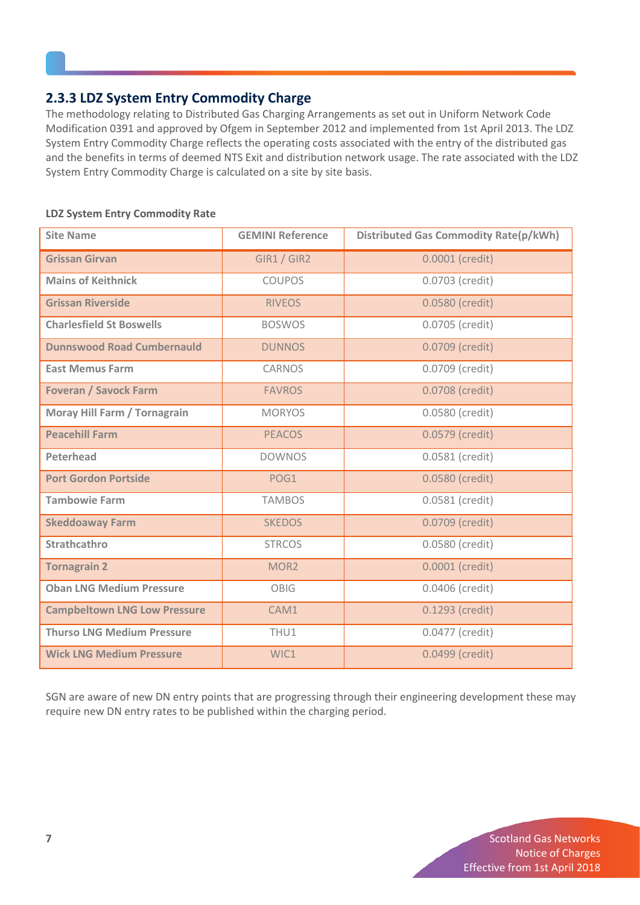### 2.3.3 LDZ System Entry Commodity Charge

The methodology relating to Distributed Gas Charging Arrangements as set out in Uniform Network Code Modification 0391 and approved by Ofgem in September 2012 and implemented from 1st April 2013. The LDZ System Entry Commodity Charge reflects the operating costs associated with the entry of the distributed gas and the benefits in terms of deemed NTS Exit and distribution network usage. The rate associated with the LDZ System Entry Commodity Charge is calculated on a site by site basis.

**LDZ System Entry Commodity Rate**

| Site Name | GEMINI Reference | Distributed Gas Commodity Rate(p/kWh) |
|---|---|---|
| Grissan Girvan | GIR1 / GIR2 | 0.0001 (credit) |
| Mains of Keithnick | COUPOS | 0.0703 (credit) |
| Grissan Riverside | RIVEOS | 0.0580 (credit) |
| Charlesfield St Boswells | BOSWOS | 0.0705 (credit) |
| Dunnswood Road Cumbernauld | DUNNOS | 0.0709 (credit) |
| East Memus Farm | CARNOS | 0.0709 (credit) |
| Foveran / Savock Farm | FAVROS | 0.0708 (credit) |
| Moray Hill Farm / Tornagrain | MORYOS | 0.0580 (credit) |
| Peacehill Farm | PEACOS | 0.0579 (credit) |
| Peterhead | DOWNOS | 0.0581 (credit) |
| Port Gordon Portside | POG1 | 0.0580 (credit) |
| Tambowie Farm | TAMBOS | 0.0581 (credit) |
| Skeddoaway Farm | SKEDOS | 0.0709 (credit) |
| Strathcathro | STRCOS | 0.0580 (credit) |
| Tornagrain 2 | MOR2 | 0.0001 (credit) |
| Oban LNG Medium Pressure | OBIG | 0.0406 (credit) |
| Campbeltown LNG Low Pressure | CAM1 | 0.1293 (credit) |
| Thurso LNG Medium Pressure | THU1 | 0.0477 (credit) |
| Wick LNG Medium Pressure | WIC1 | 0.0499 (credit) |

SGN are aware of new DN entry points that are progressing through their engineering development these may require new DN entry rates to be published within the charging period.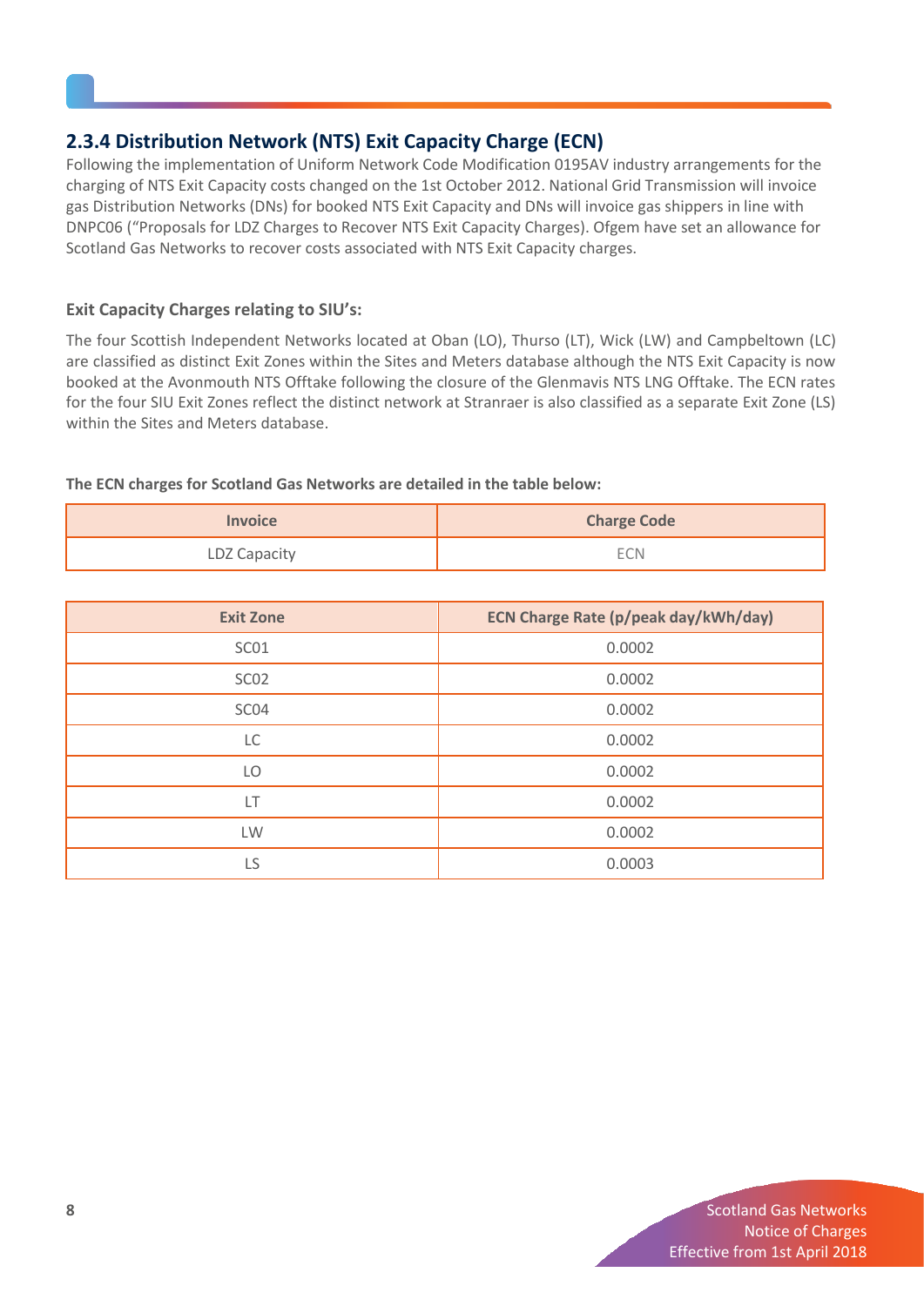## 2.3.4 Distribution Network (NTS) Exit Capacity Charge (ECN)

Following the implementation of Uniform Network Code Modification 0195AV industry arrangements for the charging of NTS Exit Capacity costs changed on the 1st October 2012. National Grid Transmission will invoice gas Distribution Networks (DNs) for booked NTS Exit Capacity and DNs will invoice gas shippers in line with DNPC06 ("Proposals for LDZ Charges to Recover NTS Exit Capacity Charges). Ofgem have set an allowance for Scotland Gas Networks to recover costs associated with NTS Exit Capacity charges.

**Exit Capacity Charges relating to SIU's:**

The four Scottish Independent Networks located at Oban (LO), Thurso (LT), Wick (LW) and Campbeltown (LC) are classified as distinct Exit Zones within the Sites and Meters database although the NTS Exit Capacity is now booked at the Avonmouth NTS Offtake following the closure of the Glenmavis NTS LNG Offtake. The ECN rates for the four SIU Exit Zones reflect the distinct network at Stranraer is also classified as a separate Exit Zone (LS) within the Sites and Meters database.

**The ECN charges for Scotland Gas Networks are detailed in the table below:**

| Invoice | Charge Code |
|---|---|
| LDZ Capacity | ECN |

| Exit Zone | ECN Charge Rate (p/peak day/kWh/day) |
|---|---|
| SC01 | 0.0002 |
| SC02 | 0.0002 |
| SC04 | 0.0002 |
| LC | 0.0002 |
| LO | 0.0002 |
| LT | 0.0002 |
| LW | 0.0002 |
| LS | 0.0003 |